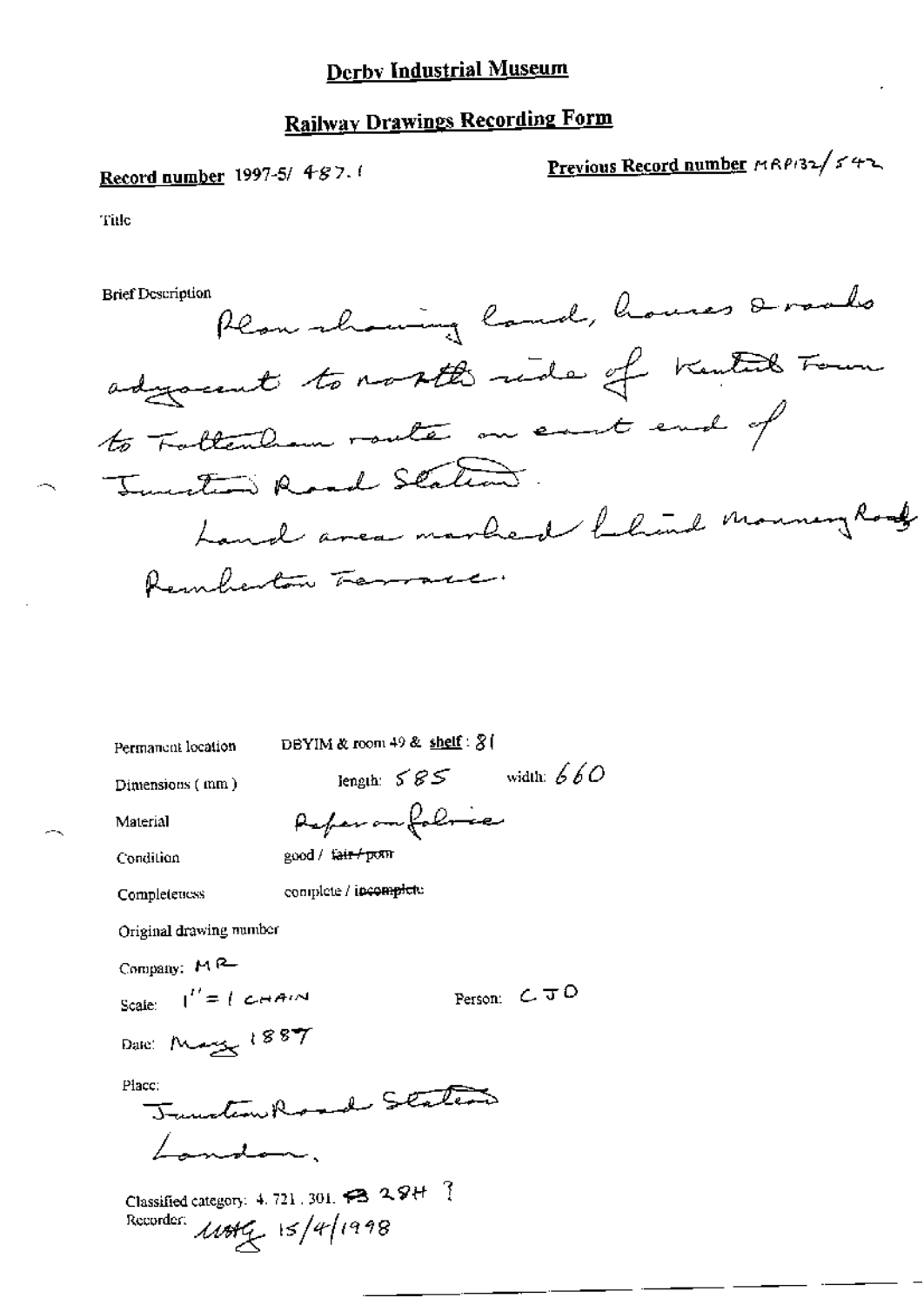# Derby Industrial Museum

## Railway Drawings Recording Form

**Record number** 1997-5/ 487.1

**Previous Record number** MRP132/542

Title

Brief Description

Plan showing land, houses & roads adjacent to north side of Kentish Town to Tottenham route on east end of Junction Road Station.

Land area marked behind Monnery Road Pemberton Terrace.

Permanent location DBYIM & room 49 & shelf : 81

Dimensions ( mm ) length: 585 width: 660

Material Paper on fabric

Condition good / ~~fair / poor~~

Completeness complete / ~~incomplete~~

Original drawing number

Company: MR

Scale: 1" = 1 CHAIN Person: CJO

Date: May 1887

Place:

Junction Road Station

London.

Classified category: 4. 721. 301. 28H ?

Recorder: [initials] 15/4/1998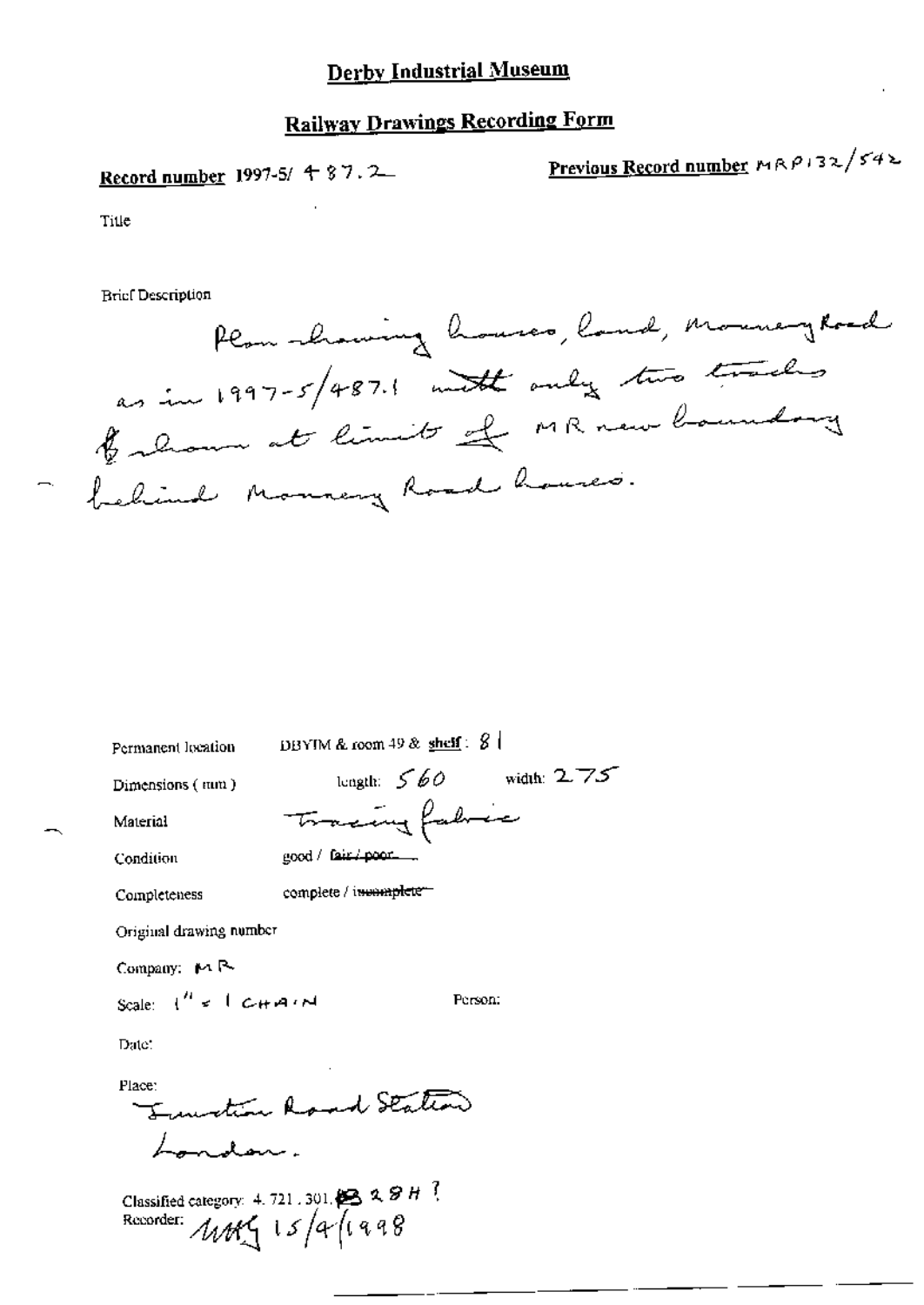# Derby Industrial Museum

## Railway Drawings Recording Form

**Record number** 1997-5/ 487.2

**Previous Record number** MRP132/542

Title

Brief Description

Plan showing houses, land, Mornery Road as in 1997-5/487.1 with only two tracks & shown at limit of MR new boundary behind Mornery Road houses.

Permanent location: DBYIM & room 49 & **shelf**: 81

Dimensions (mm): length: 560 width: 275

Material: Tracing fabric

Condition: good / ~~fair / poor~~

Completeness: complete / ~~incomplete~~

Original drawing number

Company: MR

Scale: 1" = 1 CHAIN

Person:

Date:

Place:
Junction Road Station
London.

Classified category: 4.721.301.B 28H ?

Recorder: MMG 15/4/1998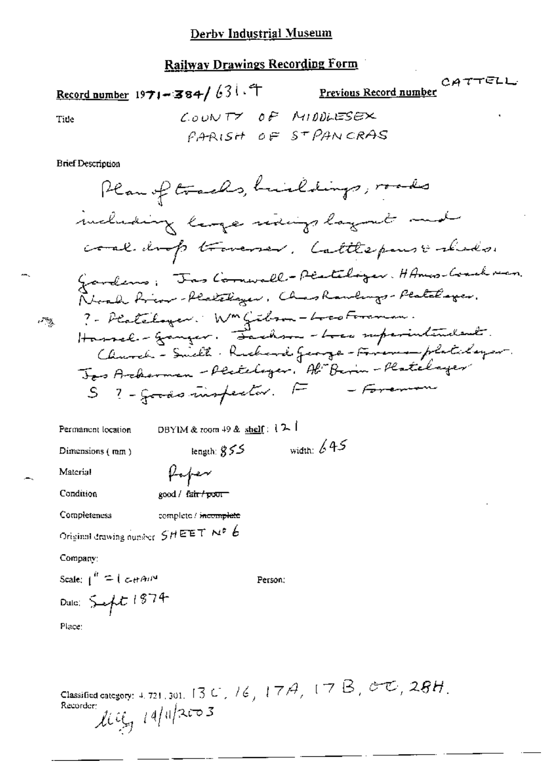# Derby Industrial Museum

## Railway Drawings Recording Form

**Record number** 1971-384/631.9 **Previous Record number** CATTELL

Title COUNTY OF MIDDLESEX
PARISH OF ST PANCRAS

Brief Description

Plan of tracks, buildings, roads including large siding layout and coal drop traverser. Cattle pens & sheds. Gardens: Jas Cornwall - Platelayer. H Amos - Coachman. Noah Prior - Platelayer. Chas Rawlings - Platelayer. ? - Platelayer. Wm Gibson - Loco Foreman. Hassel - Ganger. Jackson - Loco superintendent. Church - Smith. Richard George - Foreman platelayer. Jas Ackerman - Platelayer. Albt Brian - Platelayer. S ? - Goods inspector. F - Foreman

Permanent location DBYIM & room 49 & shelf: 121

Dimensions (mm) length: 855 width: 645

Material Paper

Condition good / ~~fair / poor~~

Completeness complete / ~~incomplete~~

Original drawing number SHEET No 6

Company:

Scale: 1" = 1 CHAIN

Person:

Date: Sept 1874

Place:

Classified category: 4. 721. 301. 13C, 16, 17A, 17B, OC, 28H.

Recorder: [initials] 14/11/2003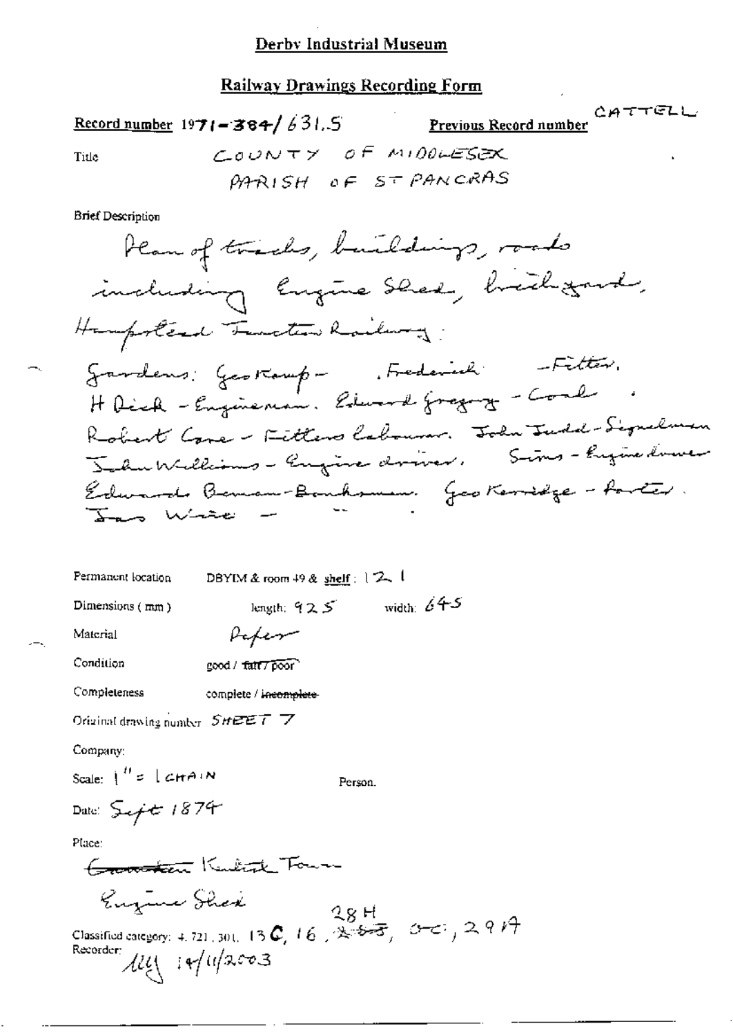# Derby Industrial Museum

## Railway Drawings Recording Form

**Record number** 1971-384/631.5 **Previous Record number** CATTELL

Title COUNTY OF MIDDLESEX
PARISH OF ST PANCRAS

**Brief Description**

Plan of tracks, buildings, roads including Engine Shed, brickyard, Hampstead Junction Railway:
Gardens: Geo Kamp - , Frederick - Fitter, H Dick - Engineman. Edward Gregory - Coal . Robert Cave - Fitters labourer. John Judd - Signalman John Williams - Engine driver. Sims - Engine driver Edward Beeman - Bankman. Geo Kerridge - Porter. Jas Wire - " .

Permanent location DBYIM & room 49 & shelf: 121

Dimensions (mm) length: 925 width: 645

Material Paper

Condition good / ~~fair / poor~~

Completeness complete / ~~incomplete~~

Original drawing number SHEET 7

Company:

Scale: 1" = 1 CHAIN Person.

Date: Sept 1874

Place:
~~Camden~~ Kentish Town
Engine Shed

Classified category: 4.721.301. 13C, 16, ~~2-5-5~~ 28H, OC, 2917

Recorder: MY 14/11/2003